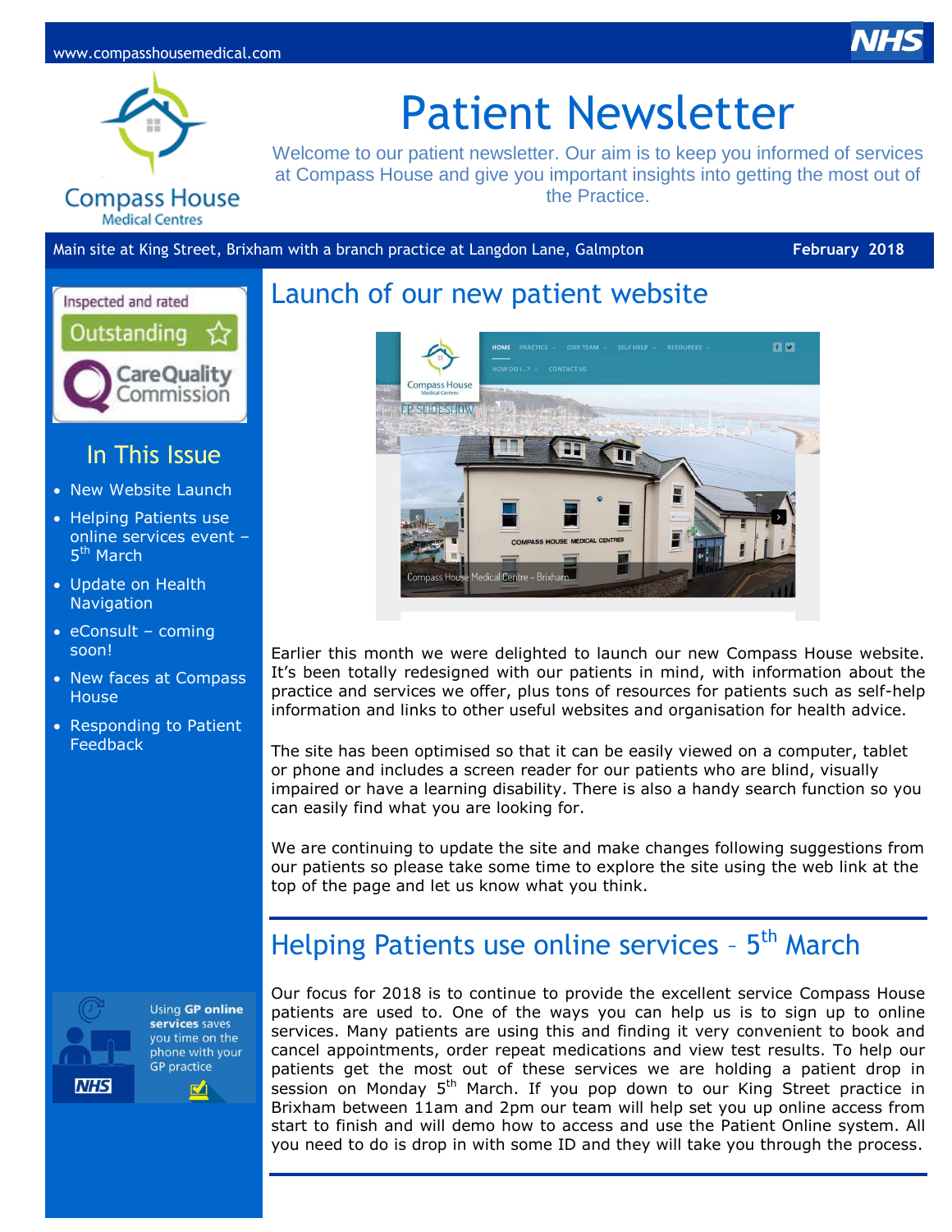www.compasshousemedical.com

NHS

Compass House Medical Centres

# Patient Newsletter

Welcome to our patient newsletter. Our aim is to keep you informed of services at Compass House and give you important insights into getting the most out of the Practice.

Main site at King Street, Brixham with a branch practice at Langdon Lane, Galmpton

**February 2018**

Inspected and rated Outstanding — Care Quality Commission

## In This Issue

- New Website Launch
- Helping Patients use online services event – 5th March
- Update on Health Navigation
- eConsult – coming soon!
- New faces at Compass House
- Responding to Patient Feedback

## Launch of our new patient website

Earlier this month we were delighted to launch our new Compass House website. It's been totally redesigned with our patients in mind, with information about the practice and services we offer, plus tons of resources for patients such as self-help information and links to other useful websites and organisation for health advice.

The site has been optimised so that it can be easily viewed on a computer, tablet or phone and includes a screen reader for our patients who are blind, visually impaired or have a learning disability. There is also a handy search function so you can easily find what you are looking for.

We are continuing to update the site and make changes following suggestions from our patients so please take some time to explore the site using the web link at the top of the page and let us know what you think.

## Helping Patients use online services – 5th March

Our focus for 2018 is to continue to provide the excellent service Compass House patients are used to. One of the ways you can help us is to sign up to online services. Many patients are using this and finding it very convenient to book and cancel appointments, order repeat medications and view test results. To help our patients get the most out of these services we are holding a patient drop in session on Monday 5th March. If you pop down to our King Street practice in Brixham between 11am and 2pm our team will help set you up online access from start to finish and will demo how to access and use the Patient Online system. All you need to do is drop in with some ID and they will take you through the process.

Using **GP online services** saves you time on the phone with your GP practice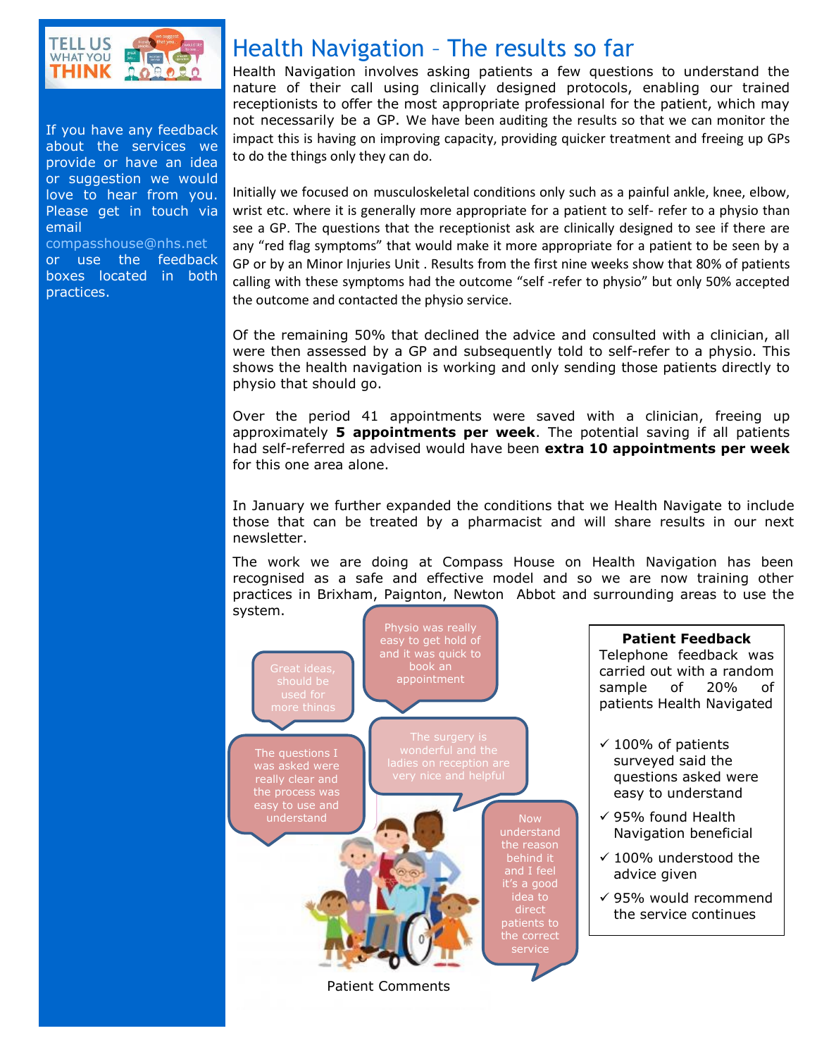TELL US WHAT YOU THINK

If you have any feedback about the services we provide or have an idea or suggestion we would love to hear from you. Please get in touch via email compasshouse@nhs.net or use the feedback boxes located in both practices.

# Health Navigation – The results so far

Health Navigation involves asking patients a few questions to understand the nature of their call using clinically designed protocols, enabling our trained receptionists to offer the most appropriate professional for the patient, which may not necessarily be a GP. We have been auditing the results so that we can monitor the impact this is having on improving capacity, providing quicker treatment and freeing up GPs to do the things only they can do.

Initially we focused on musculoskeletal conditions only such as a painful ankle, knee, elbow, wrist etc. where it is generally more appropriate for a patient to self- refer to a physio than see a GP. The questions that the receptionist ask are clinically designed to see if there are any "red flag symptoms" that would make it more appropriate for a patient to be seen by a GP or by an Minor Injuries Unit . Results from the first nine weeks show that 80% of patients calling with these symptoms had the outcome "self -refer to physio" but only 50% accepted the outcome and contacted the physio service.

Of the remaining 50% that declined the advice and consulted with a clinician, all were then assessed by a GP and subsequently told to self-refer to a physio. This shows the health navigation is working and only sending those patients directly to physio that should go.

Over the period 41 appointments were saved with a clinician, freeing up approximately **5 appointments per week**. The potential saving if all patients had self-referred as advised would have been **extra 10 appointments per week** for this one area alone.

In January we further expanded the conditions that we Health Navigate to include those that can be treated by a pharmacist and will share results in our next newsletter.

The work we are doing at Compass House on Health Navigation has been recognised as a safe and effective model and so we are now training other practices in Brixham, Paignton, Newton Abbot and surrounding areas to use the system.

"Great ideas, should be used for more things"

"Physio was really easy to get hold of and it was quick to book an appointment"

"The questions I was asked were really clear and the process was easy to use and understand"

"The surgery is wonderful and the ladies on reception are very nice and helpful"

"Now understand the reason behind it and I feel it's a good idea to direct patients to the correct service"

Patient Comments

**Patient Feedback**

Telephone feedback was carried out with a random sample of 20% of patients Health Navigated

- ✓ 100% of patients surveyed said the questions asked were easy to understand
- ✓ 95% found Health Navigation beneficial
- ✓ 100% understood the advice given
- ✓ 95% would recommend the service continues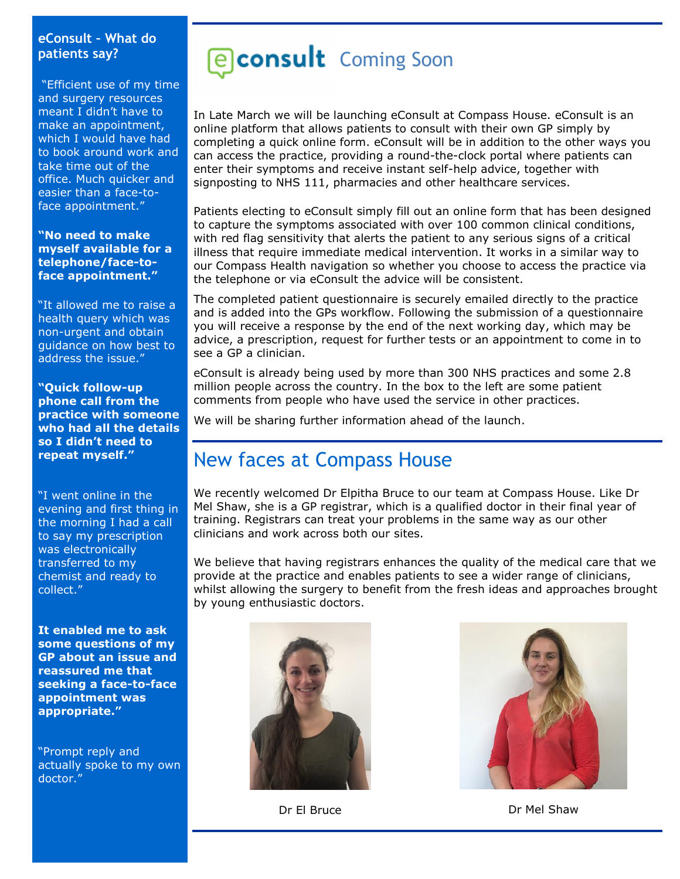## eConsult - What do patients say?

"Efficient use of my time and surgery resources meant I didn't have to make an appointment, which I would have had to book around work and take time out of the office. Much quicker and easier than a face-to-face appointment."

**"No need to make myself available for a telephone/face-to-face appointment."**

"It allowed me to raise a health query which was non-urgent and obtain guidance on how best to address the issue."

**"Quick follow-up phone call from the practice with someone who had all the details so I didn't need to repeat myself."**

"I went online in the evening and first thing in the morning I had a call to say my prescription was electronically transferred to my chemist and ready to collect."

**It enabled me to ask some questions of my GP about an issue and reassured me that seeking a face-to-face appointment was appropriate."**

"Prompt reply and actually spoke to my own doctor."

# eConsult Coming Soon

In Late March we will be launching eConsult at Compass House. eConsult is an online platform that allows patients to consult with their own GP simply by completing a quick online form. eConsult will be in addition to the other ways you can access the practice, providing a round-the-clock portal where patients can enter their symptoms and receive instant self-help advice, together with signposting to NHS 111, pharmacies and other healthcare services.

Patients electing to eConsult simply fill out an online form that has been designed to capture the symptoms associated with over 100 common clinical conditions, with red flag sensitivity that alerts the patient to any serious signs of a critical illness that require immediate medical intervention. It works in a similar way to our Compass Health navigation so whether you choose to access the practice via the telephone or via eConsult the advice will be consistent.

The completed patient questionnaire is securely emailed directly to the practice and is added into the GPs workflow. Following the submission of a questionnaire you will receive a response by the end of the next working day, which may be advice, a prescription, request for further tests or an appointment to come in to see a GP a clinician.

eConsult is already being used by more than 300 NHS practices and some 2.8 million people across the country. In the box to the left are some patient comments from people who have used the service in other practices.

We will be sharing further information ahead of the launch.

# New faces at Compass House

We recently welcomed Dr Elpitha Bruce to our team at Compass House. Like Dr Mel Shaw, she is a GP registrar, which is a qualified doctor in their final year of training. Registrars can treat your problems in the same way as our other clinicians and work across both our sites.

We believe that having registrars enhances the quality of the medical care that we provide at the practice and enables patients to see a wider range of clinicians, whilst allowing the surgery to benefit from the fresh ideas and approaches brought by young enthusiastic doctors.

Dr El Bruce

Dr Mel Shaw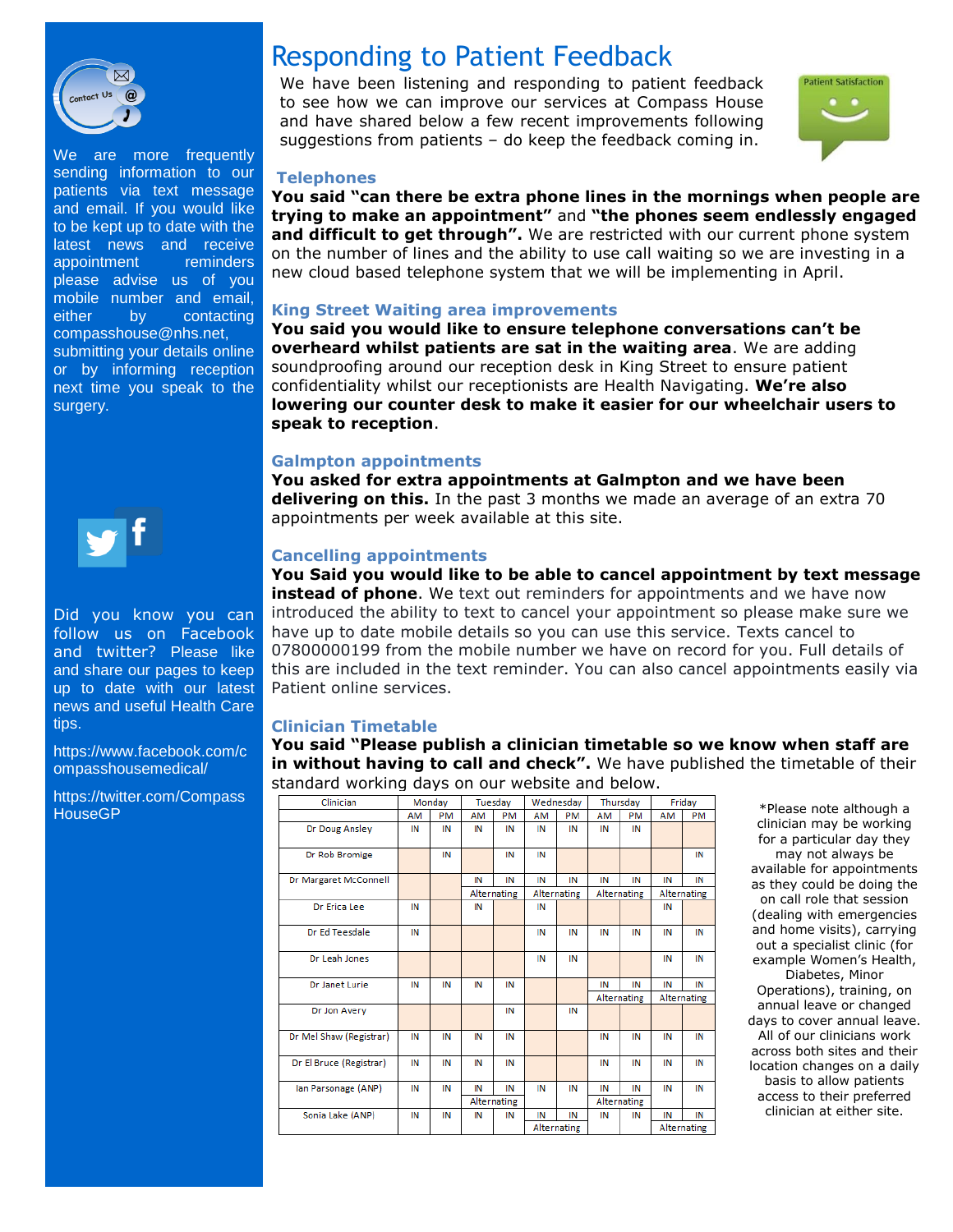We are more frequently sending information to our patients via text message and email. If you would like to be kept up to date with the latest news and receive appointment reminders please advise us of you mobile number and email, either by contacting compasshouse@nhs.net, submitting your details online or by informing reception next time you speak to the surgery.

Did you know you can follow us on Facebook and twitter? Please like and share our pages to keep up to date with our latest news and useful Health Care tips.

https://www.facebook.com/compasshousemedical/

https://twitter.com/CompassHouseGP

# Responding to Patient Feedback

We have been listening and responding to patient feedback to see how we can improve our services at Compass House and have shared below a few recent improvements following suggestions from patients – do keep the feedback coming in.

## Telephones

**You said "can there be extra phone lines in the mornings when people are trying to make an appointment"** and **"the phones seem endlessly engaged and difficult to get through".** We are restricted with our current phone system on the number of lines and the ability to use call waiting so we are investing in a new cloud based telephone system that we will be implementing in April.

## King Street Waiting area improvements

**You said you would like to ensure telephone conversations can't be overheard whilst patients are sat in the waiting area**. We are adding soundproofing around our reception desk in King Street to ensure patient confidentiality whilst our receptionists are Health Navigating. **We're also lowering our counter desk to make it easier for our wheelchair users to speak to reception**.

## Galmpton appointments

**You asked for extra appointments at Galmpton and we have been delivering on this.** In the past 3 months we made an average of an extra 70 appointments per week available at this site.

## Cancelling appointments

**You Said you would like to be able to cancel appointment by text message instead of phone**. We text out reminders for appointments and we have now introduced the ability to text to cancel your appointment so please make sure we have up to date mobile details so you can use this service. Texts cancel to 07800000199 from the mobile number we have on record for you. Full details of this are included in the text reminder. You can also cancel appointments easily via Patient online services.

## Clinician Timetable

**You said "Please publish a clinician timetable so we know when staff are in without having to call and check".** We have published the timetable of their standard working days on our website and below.

| Clinician | Monday AM | Monday PM | Tuesday AM | Tuesday PM | Wednesday AM | Wednesday PM | Thursday AM | Thursday PM | Friday AM | Friday PM |
|---|---|---|---|---|---|---|---|---|---|---|
| Dr Doug Ansley | IN | IN | IN | IN | IN | IN | IN | IN | | |
| Dr Rob Bromige | | IN | | IN | IN | | | | | IN |
| Dr Margaret McConnell | | | IN | IN | IN | IN | IN | IN | IN | IN |
| | | | Alternating | | Alternating | | Alternating | | Alternating | |
| Dr Erica Lee | IN | | IN | | IN | | | | IN | |
| Dr Ed Teesdale | IN | | | | IN | IN | IN | IN | IN | IN |
| Dr Leah Jones | | | | | IN | IN | | | IN | IN |
| Dr Janet Lurie | IN | IN | IN | IN | | | IN | IN | IN | IN |
| | | | | | | | Alternating | | Alternating | |
| Dr Jon Avery | | | | IN | | IN | | | | |
| Dr Mel Shaw (Registrar) | IN | IN | IN | IN | | | IN | IN | IN | IN |
| Dr El Bruce (Registrar) | IN | IN | IN | IN | | | IN | IN | IN | IN |
| Ian Parsonage (ANP) | IN | IN | IN | IN | IN | IN | IN | IN | IN | IN |
| | | | Alternating | | | | Alternating | | | |
| Sonia Lake (ANP) | IN | IN | IN | IN | IN | IN | IN | IN | IN | IN |
| | | | | | Alternating | | | | Alternating | |

*Please note although a clinician may be working for a particular day they may not always be available for appointments as they could be doing the on call role that session (dealing with emergencies and home visits), carrying out a specialist clinic (for example Women's Health, Diabetes, Minor Operations), training, on annual leave or changed days to cover annual leave. All of our clinicians work across both sites and their location changes on a daily basis to allow patients access to their preferred clinician at either site.